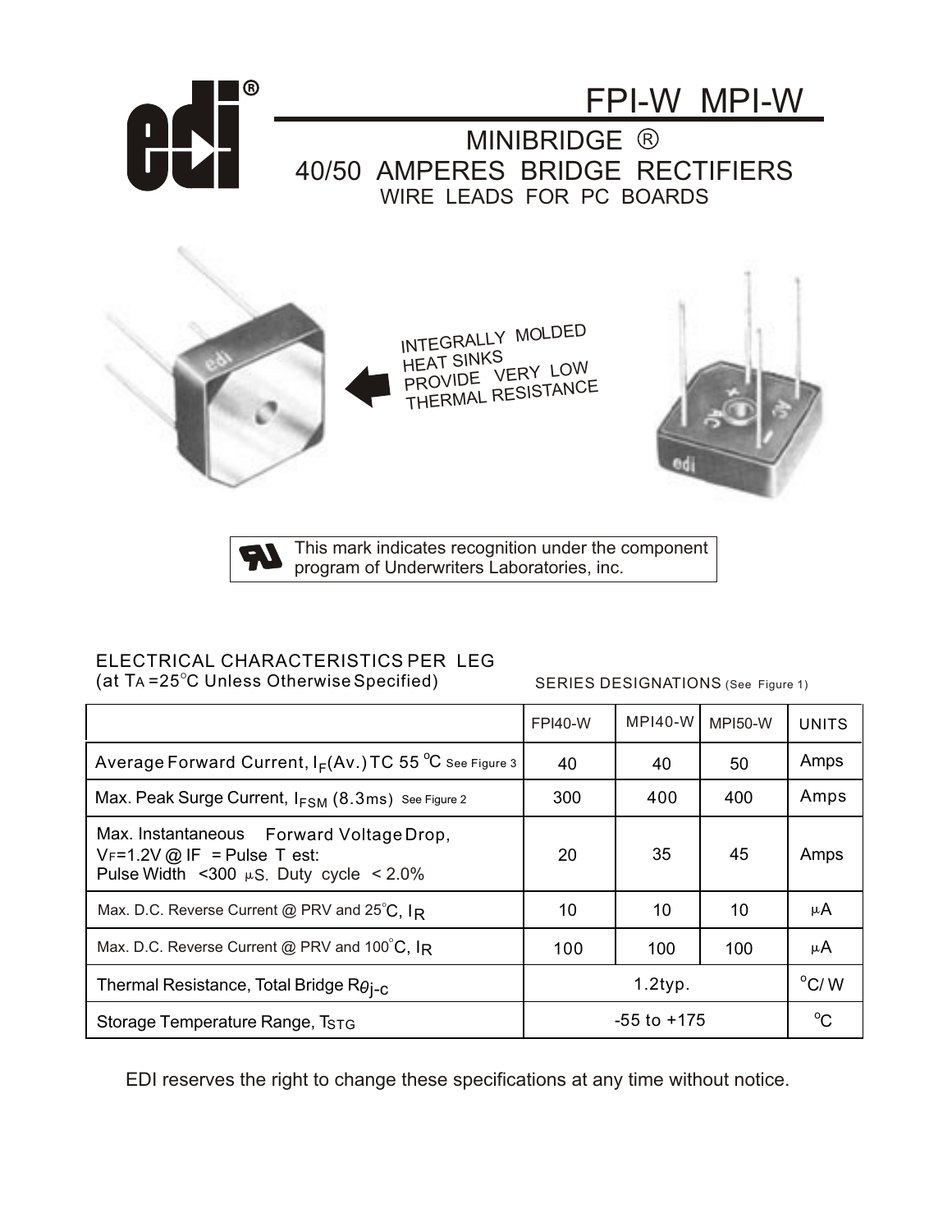# FPI-W MPI-W

## MINIBRIDGE ®
## 40/50 AMPERES BRIDGE RECTIFIERS
### WIRE LEADS FOR PC BOARDS

INTEGRALLY MOLDED HEAT SINKS PROVIDE VERY LOW THERMAL RESISTANCE

This mark indicates recognition under the component program of Underwriters Laboratories, inc.

ELECTRICAL CHARACTERISTICS PER LEG
(at $T_A$ =25°C Unless Otherwise Specified)

SERIES DESIGNATIONS (See Figure 1)

| | FPI40-W | MPI40-W | MPI50-W | UNITS |
|---|---|---|---|---|
| Average Forward Current, $I_F$(Av.) TC 55 °C See Figure 3 | 40 | 40 | 50 | Amps |
| Max. Peak Surge Current, $I_{FSM}$ (8.3ms) See Figure 2 | 300 | 400 | 400 | Amps |
| Max. Instantaneous Forward Voltage Drop, $V_F$=1.2V @ IF = Pulse Test: Pulse Width <300 μS. Duty cycle < 2.0% | 20 | 35 | 45 | Amps |
| Max. D.C. Reverse Current @ PRV and 25°C, $I_R$ | 10 | 10 | 10 | μA |
| Max. D.C. Reverse Current @ PRV and 100°C, $I_R$ | 100 | 100 | 100 | μA |
| Thermal Resistance, Total Bridge $R_{\theta j-c}$ | 1.2typ. | | | °C/ W |
| Storage Temperature Range, $T_{STG}$ | -55 to +175 | | | °C |

EDI reserves the right to change these specifications at any time without notice.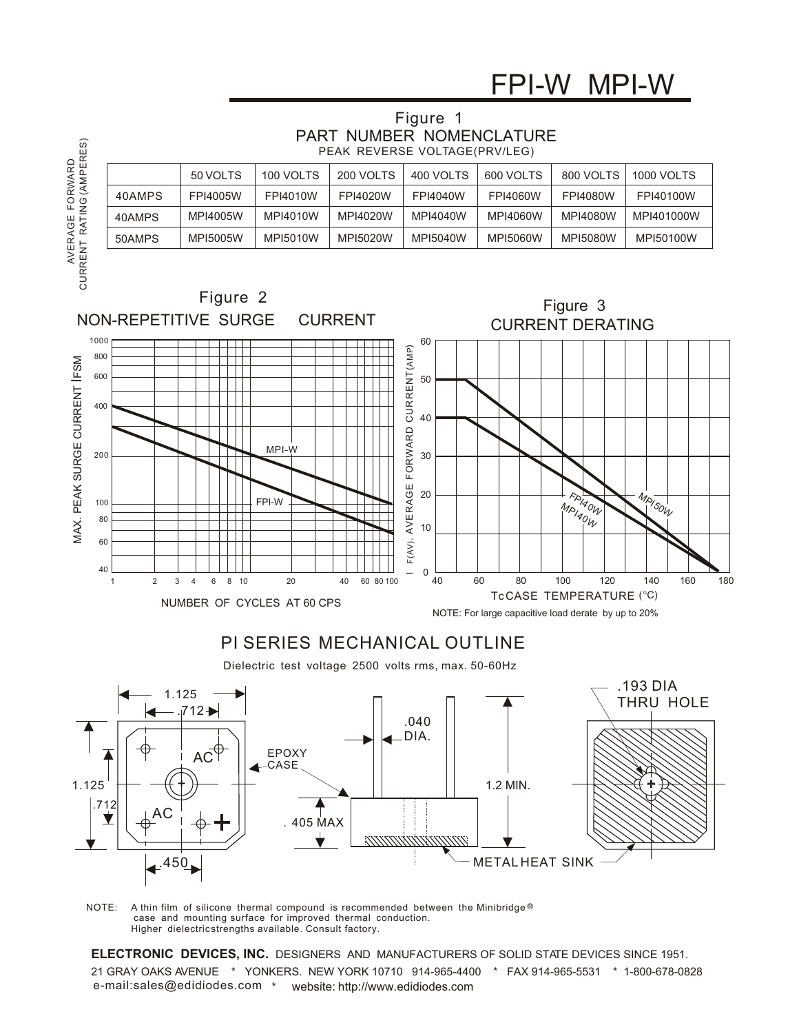# FPI-W MPI-W

## Figure 1
### PART NUMBER NOMENCLATURE

PEAK REVERSE VOLTAGE(PRV/LEG)

| AVERAGE FORWARD CURRENT RATING (AMPERES) | 50 VOLTS | 100 VOLTS | 200 VOLTS | 400 VOLTS | 600 VOLTS | 800 VOLTS | 1000 VOLTS |
|---|---|---|---|---|---|---|---|
| 40AMPS | FPI4005W | FPI4010W | FPI4020W | FPI4040W | FPI4060W | FPI4080W | FPI40100W |
| 40AMPS | MPI4005W | MPI4010W | MPI4020W | MPI4040W | MPI4060W | MPI4080W | MPI401000W |
| 50AMPS | MPI5005W | MPI5010W | MPI5020W | MPI5040W | MPI5060W | MPI5080W | MPI50100W |

## Figure 2
### NON-REPETITIVE SURGE CURRENT

MAX. PEAK SURGE CURRENT IFSM

1000
800
600
400
200
100
80
60
40

MPI-W
FPI-W

1 2 3 4 6 8 10 20 40 60 80 100

NUMBER OF CYCLES AT 60 CPS

## Figure 3
### CURRENT DERATING

I F(AV). AVERAGE FORWARD CURRENT (AMP)

60
50
40
30
20
10
0

FPI40W
MPI40W
MPI50W

40 60 80 100 120 140 160 180

TcCASE TEMPERATURE (°C)

NOTE: For large capacitive load derate by up to 20%

## PI SERIES MECHANICAL OUTLINE

Dielectric test voltage 2500 volts rms, max. 50-60Hz

1.125
.712
1.125
.712
AC
AC
+
.450
EPOXY CASE
.040 DIA.
. 405 MAX
1.2 MIN.
METAL HEAT SINK
.193 DIA THRU HOLE

NOTE: A thin film of silicone thermal compound is recommended between the Minibridge® case and mounting surface for improved thermal conduction.
Higher dielectricstrengths available. Consult factory.

**ELECTRONIC DEVICES, INC.** DESIGNERS AND MANUFACTURERS OF SOLID STATE DEVICES SINCE 1951.
21 GRAY OAKS AVENUE * YONKERS. NEW YORK 10710 914-965-4400 * FAX 914-965-5531 * 1-800-678-0828
e-mail:sales@edidiodes.com * website: http://www.edidiodes.com